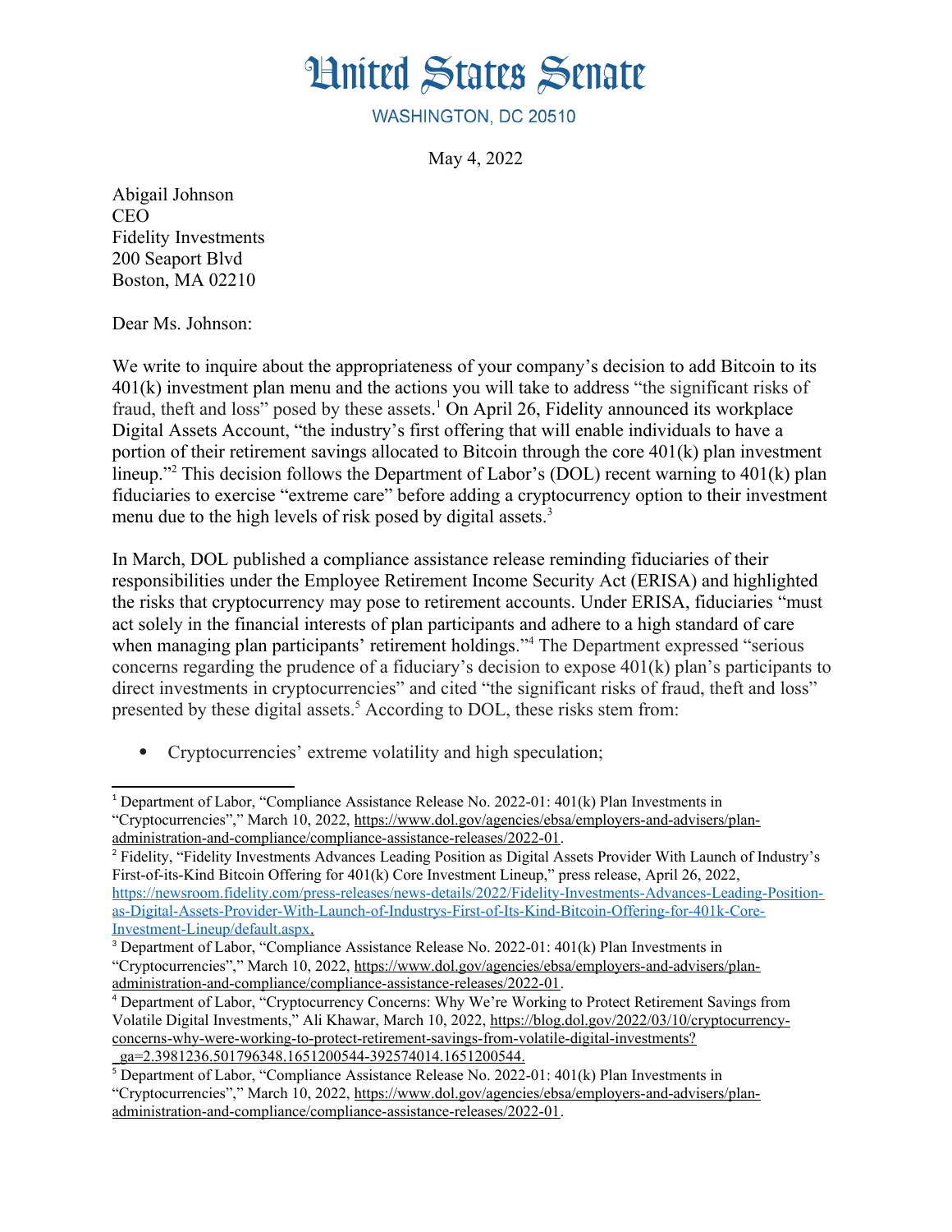# United States Senate

WASHINGTON, DC 20510

May 4, 2022

Abigail Johnson
CEO
Fidelity Investments
200 Seaport Blvd
Boston, MA 02210

Dear Ms. Johnson:

We write to inquire about the appropriateness of your company's decision to add Bitcoin to its 401(k) investment plan menu and the actions you will take to address "the significant risks of fraud, theft and loss" posed by these assets.[1] On April 26, Fidelity announced its workplace Digital Assets Account, "the industry's first offering that will enable individuals to have a portion of their retirement savings allocated to Bitcoin through the core 401(k) plan investment lineup."[2] This decision follows the Department of Labor's (DOL) recent warning to 401(k) plan fiduciaries to exercise "extreme care" before adding a cryptocurrency option to their investment menu due to the high levels of risk posed by digital assets.[3]

In March, DOL published a compliance assistance release reminding fiduciaries of their responsibilities under the Employee Retirement Income Security Act (ERISA) and highlighted the risks that cryptocurrency may pose to retirement accounts. Under ERISA, fiduciaries "must act solely in the financial interests of plan participants and adhere to a high standard of care when managing plan participants' retirement holdings."[4] The Department expressed "serious concerns regarding the prudence of a fiduciary's decision to expose 401(k) plan's participants to direct investments in cryptocurrencies" and cited "the significant risks of fraud, theft and loss" presented by these digital assets.[5] According to DOL, these risks stem from:

- Cryptocurrencies' extreme volatility and high speculation;

---

[1] Department of Labor, "Compliance Assistance Release No. 2022-01: 401(k) Plan Investments in "Cryptocurrencies"," March 10, 2022, https://www.dol.gov/agencies/ebsa/employers-and-advisers/plan-administration-and-compliance/compliance-assistance-releases/2022-01.

[2] Fidelity, "Fidelity Investments Advances Leading Position as Digital Assets Provider With Launch of Industry's First-of-its-Kind Bitcoin Offering for 401(k) Core Investment Lineup," press release, April 26, 2022, https://newsroom.fidelity.com/press-releases/news-details/2022/Fidelity-Investments-Advances-Leading-Position-as-Digital-Assets-Provider-With-Launch-of-Industrys-First-of-Its-Kind-Bitcoin-Offering-for-401k-Core-Investment-Lineup/default.aspx.

[3] Department of Labor, "Compliance Assistance Release No. 2022-01: 401(k) Plan Investments in "Cryptocurrencies"," March 10, 2022, https://www.dol.gov/agencies/ebsa/employers-and-advisers/plan-administration-and-compliance/compliance-assistance-releases/2022-01.

[4] Department of Labor, "Cryptocurrency Concerns: Why We're Working to Protect Retirement Savings from Volatile Digital Investments," Ali Khawar, March 10, 2022, https://blog.dol.gov/2022/03/10/cryptocurrency-concerns-why-were-working-to-protect-retirement-savings-from-volatile-digital-investments?_ga=2.3981236.501796348.1651200544-392574014.1651200544.

[5] Department of Labor, "Compliance Assistance Release No. 2022-01: 401(k) Plan Investments in "Cryptocurrencies"," March 10, 2022, https://www.dol.gov/agencies/ebsa/employers-and-advisers/plan-administration-and-compliance/compliance-assistance-releases/2022-01.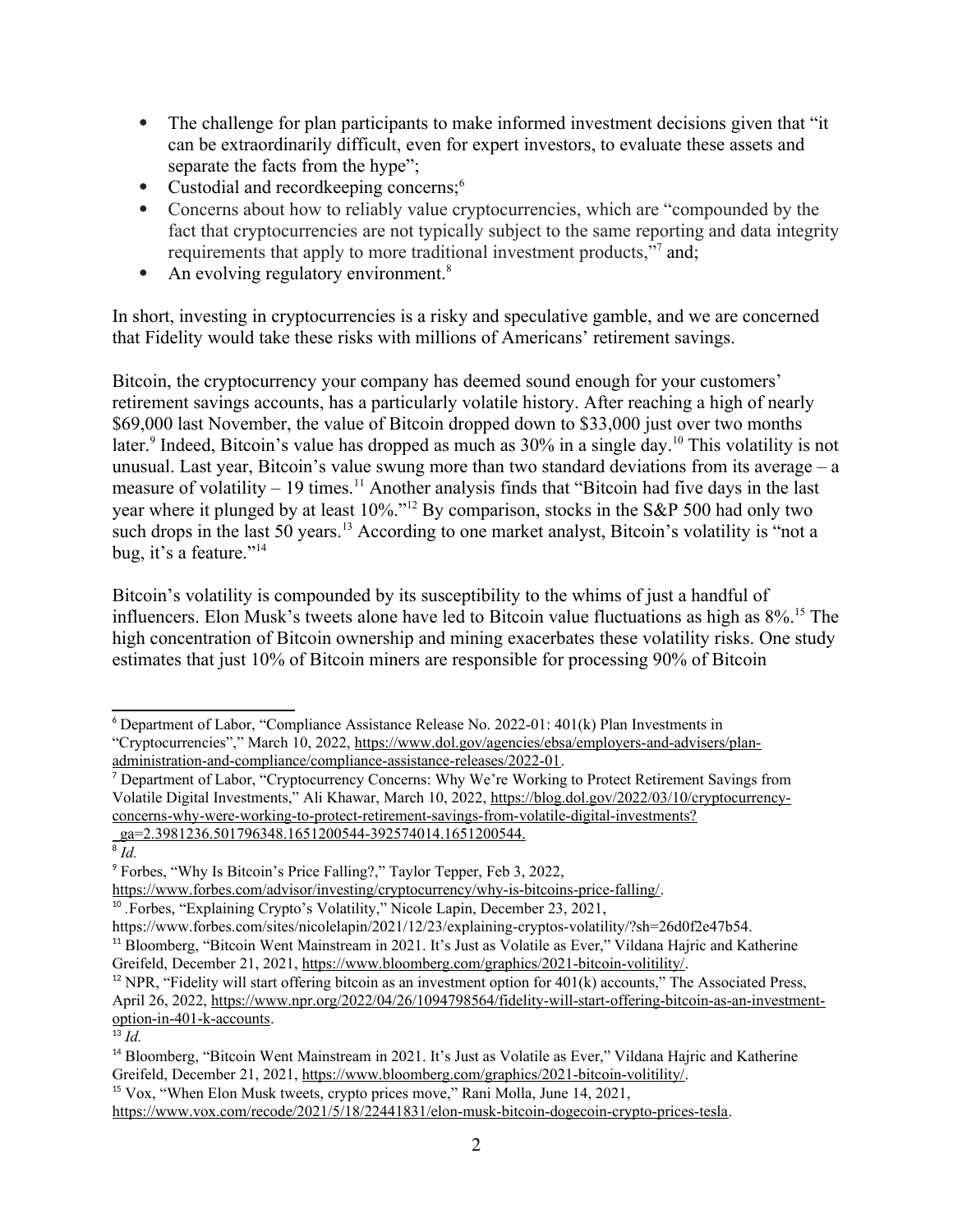- The challenge for plan participants to make informed investment decisions given that "it can be extraordinarily difficult, even for expert investors, to evaluate these assets and separate the facts from the hype";
- Custodial and recordkeeping concerns;[6]
- Concerns about how to reliably value cryptocurrencies, which are "compounded by the fact that cryptocurrencies are not typically subject to the same reporting and data integrity requirements that apply to more traditional investment products,"[7] and;
- An evolving regulatory environment.[8]

In short, investing in cryptocurrencies is a risky and speculative gamble, and we are concerned that Fidelity would take these risks with millions of Americans' retirement savings.

Bitcoin, the cryptocurrency your company has deemed sound enough for your customers' retirement savings accounts, has a particularly volatile history. After reaching a high of nearly $69,000 last November, the value of Bitcoin dropped down to $33,000 just over two months later.[9] Indeed, Bitcoin's value has dropped as much as 30% in a single day.[10] This volatility is not unusual. Last year, Bitcoin's value swung more than two standard deviations from its average – a measure of volatility – 19 times.[11] Another analysis finds that "Bitcoin had five days in the last year where it plunged by at least 10%."[12] By comparison, stocks in the S&P 500 had only two such drops in the last 50 years.[13] According to one market analyst, Bitcoin's volatility is "not a bug, it's a feature."[14]

Bitcoin's volatility is compounded by its susceptibility to the whims of just a handful of influencers. Elon Musk's tweets alone have led to Bitcoin value fluctuations as high as 8%.[15] The high concentration of Bitcoin ownership and mining exacerbates these volatility risks. One study estimates that just 10% of Bitcoin miners are responsible for processing 90% of Bitcoin

---

[6] Department of Labor, "Compliance Assistance Release No. 2022-01: 401(k) Plan Investments in "Cryptocurrencies"," March 10, 2022, https://www.dol.gov/agencies/ebsa/employers-and-advisers/plan-administration-and-compliance/compliance-assistance-releases/2022-01.

[7] Department of Labor, "Cryptocurrency Concerns: Why We're Working to Protect Retirement Savings from Volatile Digital Investments," Ali Khawar, March 10, 2022, https://blog.dol.gov/2022/03/10/cryptocurrency-concerns-why-were-working-to-protect-retirement-savings-from-volatile-digital-investments?_ga=2.3981236.501796348.1651200544-392574014.1651200544.

[8] *Id.*

[9] Forbes, "Why Is Bitcoin's Price Falling?," Taylor Tepper, Feb 3, 2022, https://www.forbes.com/advisor/investing/cryptocurrency/why-is-bitcoins-price-falling/.

[10] .Forbes, "Explaining Crypto's Volatility," Nicole Lapin, December 23, 2021, https://www.forbes.com/sites/nicolelapin/2021/12/23/explaining-cryptos-volatility/?sh=26d0f2e47b54.

[11] Bloomberg, "Bitcoin Went Mainstream in 2021. It's Just as Volatile as Ever," Vildana Hajric and Katherine Greifeld, December 21, 2021, https://www.bloomberg.com/graphics/2021-bitcoin-volitility/.

[12] NPR, "Fidelity will start offering bitcoin as an investment option for 401(k) accounts," The Associated Press, April 26, 2022, https://www.npr.org/2022/04/26/1094798564/fidelity-will-start-offering-bitcoin-as-an-investment-option-in-401-k-accounts.

[13] *Id.*

[14] Bloomberg, "Bitcoin Went Mainstream in 2021. It's Just as Volatile as Ever," Vildana Hajric and Katherine Greifeld, December 21, 2021, https://www.bloomberg.com/graphics/2021-bitcoin-volitility/.

[15] Vox, "When Elon Musk tweets, crypto prices move," Rani Molla, June 14, 2021, https://www.vox.com/recode/2021/5/18/22441831/elon-musk-bitcoin-dogecoin-crypto-prices-tesla.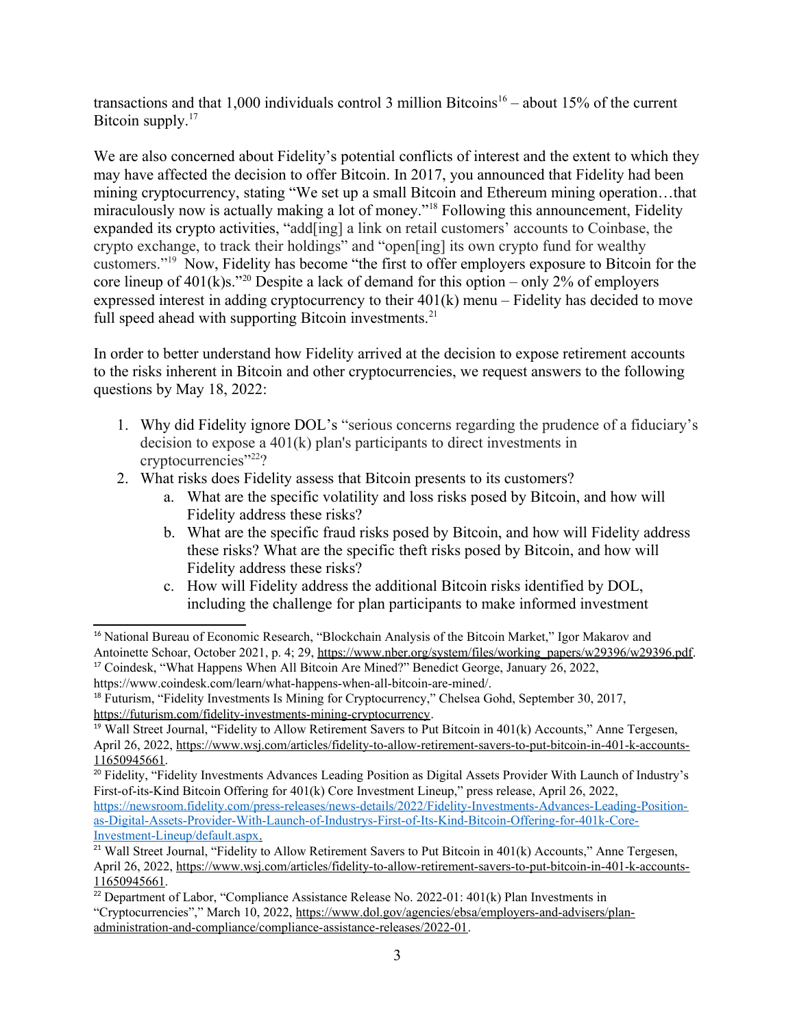transactions and that 1,000 individuals control 3 million Bitcoins[16] – about 15% of the current Bitcoin supply.[17]

We are also concerned about Fidelity's potential conflicts of interest and the extent to which they may have affected the decision to offer Bitcoin. In 2017, you announced that Fidelity had been mining cryptocurrency, stating "We set up a small Bitcoin and Ethereum mining operation…that miraculously now is actually making a lot of money."[18] Following this announcement, Fidelity expanded its crypto activities, "add[ing] a link on retail customers' accounts to Coinbase, the crypto exchange, to track their holdings" and "open[ing] its own crypto fund for wealthy customers."[19] Now, Fidelity has become "the first to offer employers exposure to Bitcoin for the core lineup of 401(k)s."[20] Despite a lack of demand for this option – only 2% of employers expressed interest in adding cryptocurrency to their 401(k) menu – Fidelity has decided to move full speed ahead with supporting Bitcoin investments.[21]

In order to better understand how Fidelity arrived at the decision to expose retirement accounts to the risks inherent in Bitcoin and other cryptocurrencies, we request answers to the following questions by May 18, 2022:

1. Why did Fidelity ignore DOL's "serious concerns regarding the prudence of a fiduciary's decision to expose a 401(k) plan's participants to direct investments in cryptocurrencies"[22]?
2. What risks does Fidelity assess that Bitcoin presents to its customers?
    a. What are the specific volatility and loss risks posed by Bitcoin, and how will Fidelity address these risks?
    b. What are the specific fraud risks posed by Bitcoin, and how will Fidelity address these risks? What are the specific theft risks posed by Bitcoin, and how will Fidelity address these risks?
    c. How will Fidelity address the additional Bitcoin risks identified by DOL, including the challenge for plan participants to make informed investment

---

[16] National Bureau of Economic Research, "Blockchain Analysis of the Bitcoin Market," Igor Makarov and Antoinette Schoar, October 2021, p. 4; 29, https://www.nber.org/system/files/working_papers/w29396/w29396.pdf.

[17] Coindesk, "What Happens When All Bitcoin Are Mined?" Benedict George, January 26, 2022, https://www.coindesk.com/learn/what-happens-when-all-bitcoin-are-mined/.

[18] Futurism, "Fidelity Investments Is Mining for Cryptocurrency," Chelsea Gohd, September 30, 2017, https://futurism.com/fidelity-investments-mining-cryptocurrency.

[19] Wall Street Journal, "Fidelity to Allow Retirement Savers to Put Bitcoin in 401(k) Accounts," Anne Tergesen, April 26, 2022, https://www.wsj.com/articles/fidelity-to-allow-retirement-savers-to-put-bitcoin-in-401-k-accounts-11650945661.

[20] Fidelity, "Fidelity Investments Advances Leading Position as Digital Assets Provider With Launch of Industry's First-of-its-Kind Bitcoin Offering for 401(k) Core Investment Lineup," press release, April 26, 2022, https://newsroom.fidelity.com/press-releases/news-details/2022/Fidelity-Investments-Advances-Leading-Position-as-Digital-Assets-Provider-With-Launch-of-Industrys-First-of-Its-Kind-Bitcoin-Offering-for-401k-Core-Investment-Lineup/default.aspx.

[21] Wall Street Journal, "Fidelity to Allow Retirement Savers to Put Bitcoin in 401(k) Accounts," Anne Tergesen, April 26, 2022, https://www.wsj.com/articles/fidelity-to-allow-retirement-savers-to-put-bitcoin-in-401-k-accounts-11650945661.

[22] Department of Labor, "Compliance Assistance Release No. 2022-01: 401(k) Plan Investments in "Cryptocurrencies"," March 10, 2022, https://www.dol.gov/agencies/ebsa/employers-and-advisers/plan-administration-and-compliance/compliance-assistance-releases/2022-01.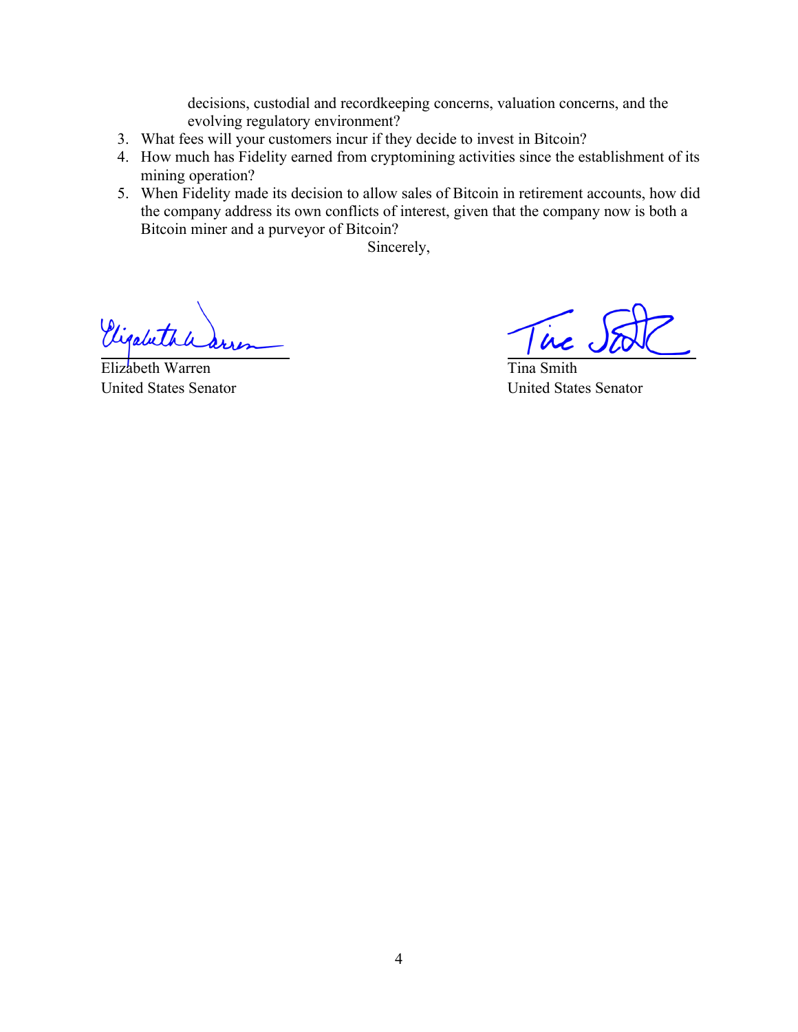decisions, custodial and recordkeeping concerns, valuation concerns, and the evolving regulatory environment?

3. What fees will your customers incur if they decide to invest in Bitcoin?
4. How much has Fidelity earned from cryptomining activities since the establishment of its mining operation?
5. When Fidelity made its decision to allow sales of Bitcoin in retirement accounts, how did the company address its own conflicts of interest, given that the company now is both a Bitcoin miner and a purveyor of Bitcoin?

Sincerely,

Elizabeth Warren
United States Senator

Tina Smith
United States Senator